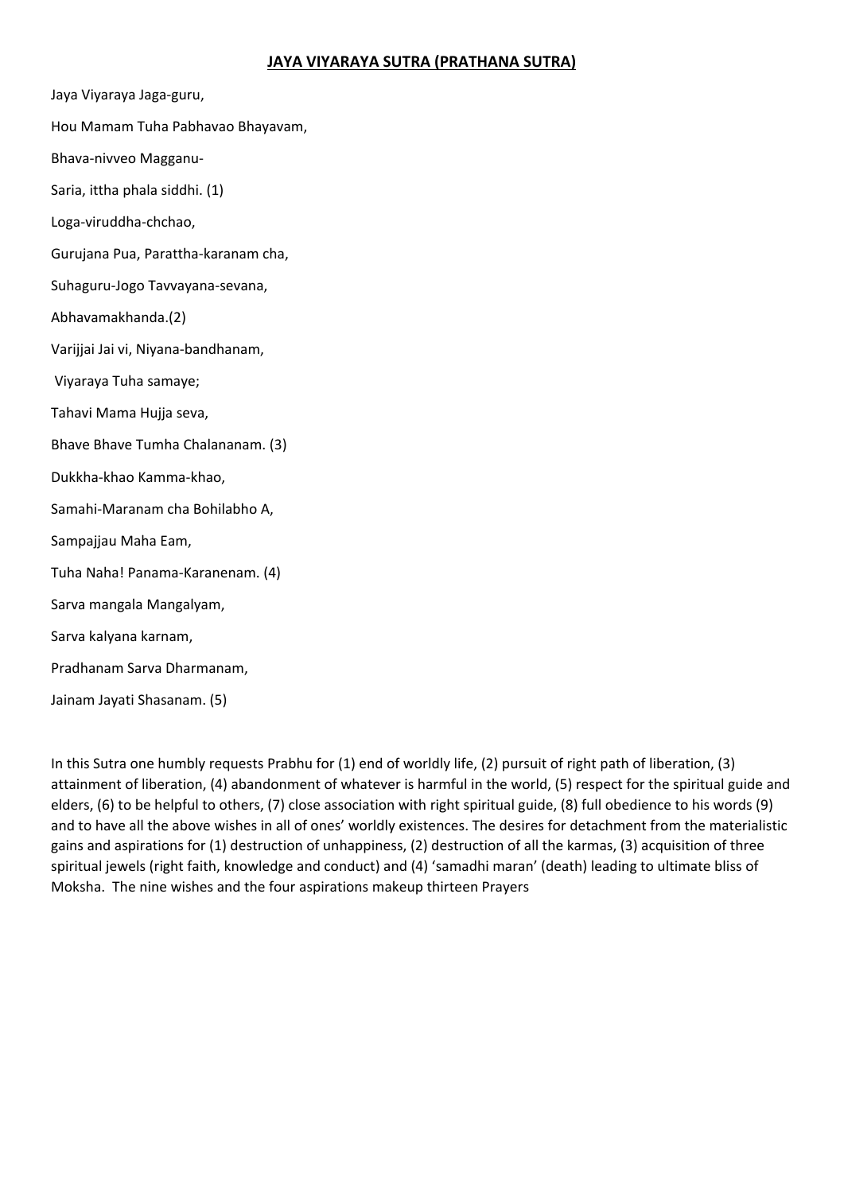# JAYA VIYARAYA SUTRA (PRATHANA SUTRA)

Jaya Viyaraya Jaga-guru,

Hou Mamam Tuha Pabhavao Bhayavam,

Bhava-nivveo Magganu-

Saria, ittha phala siddhi. (1)

Loga-viruddha-chchao,

Gurujana Pua, Parattha-karanam cha,

Suhaguru-Jogo Tavvayana-sevana,

Abhavamakhanda.(2)

Varijjai Jai vi, Niyana-bandhanam,

Viyaraya Tuha samaye;

Tahavi Mama Hujja seva,

Bhave Bhave Tumha Chalananam. (3)

Dukkha-khao Kamma-khao,

Samahi-Maranam cha Bohilabho A,

Sampajjau Maha Eam,

Tuha Naha! Panama-Karanenam. (4)

Sarva mangala Mangalyam,

Sarva kalyana karnam,

Pradhanam Sarva Dharmanam,

Jainam Jayati Shasanam. (5)

In this Sutra one humbly requests Prabhu for (1) end of worldly life, (2) pursuit of right path of liberation, (3) attainment of liberation, (4) abandonment of whatever is harmful in the world, (5) respect for the spiritual guide and elders, (6) to be helpful to others, (7) close association with right spiritual guide, (8) full obedience to his words (9) and to have all the above wishes in all of ones' worldly existences. The desires for detachment from the materialistic gains and aspirations for (1) destruction of unhappiness, (2) destruction of all the karmas, (3) acquisition of three spiritual jewels (right faith, knowledge and conduct) and (4) 'samadhi maran' (death) leading to ultimate bliss of Moksha. The nine wishes and the four aspirations makeup thirteen Prayers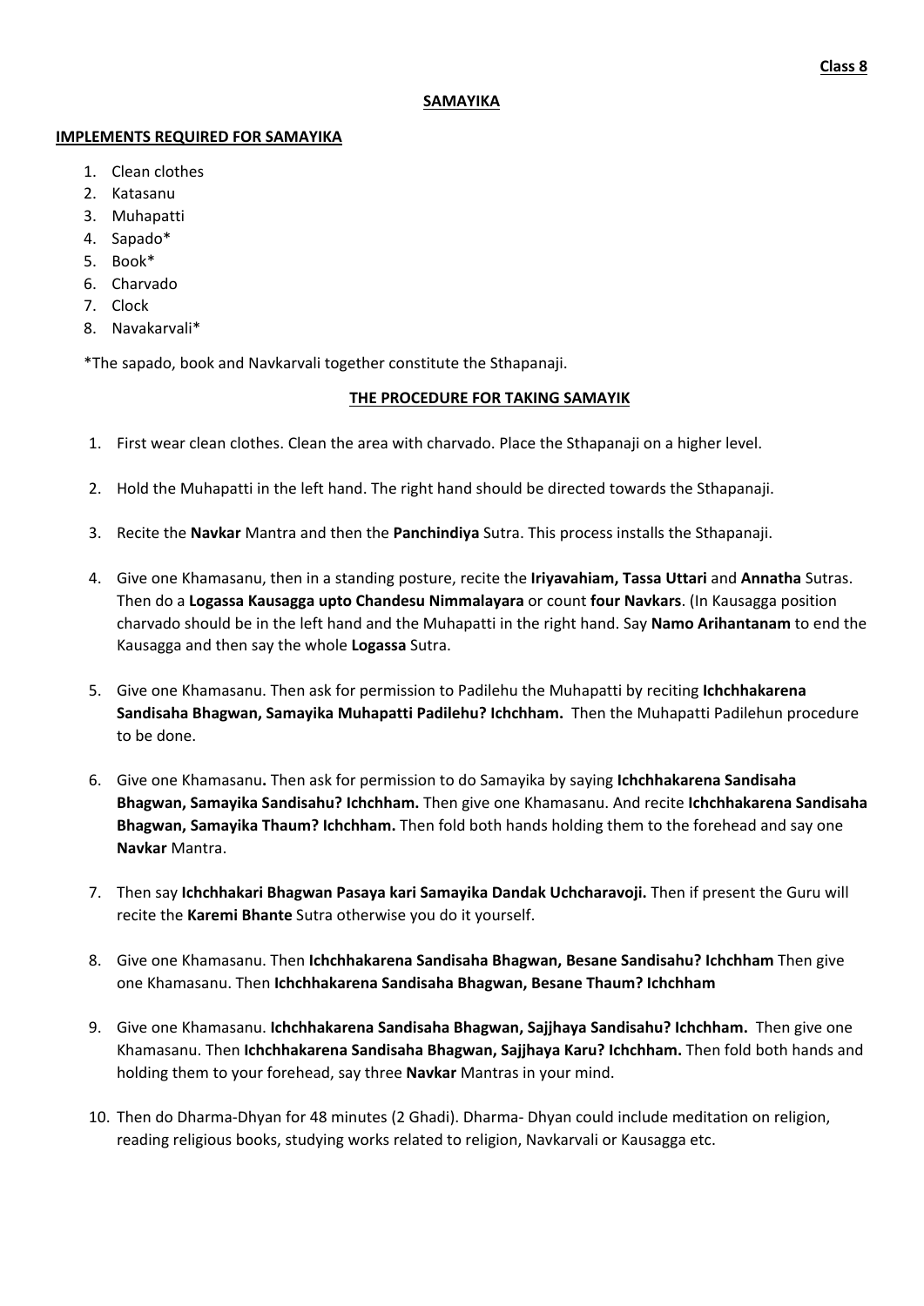**Class 8**

## SAMAYIKA

### IMPLEMENTS REQUIRED FOR SAMAYIKA

1. Clean clothes
2. Katasanu
3. Muhapatti
4. Sapado*
5. Book*
6. Charvado
7. Clock
8. Navakarvali*

*The sapado, book and Navkarvali together constitute the Sthapanaji.

### THE PROCEDURE FOR TAKING SAMAYIK

1. First wear clean clothes. Clean the area with charvado. Place the Sthapanaji on a higher level.

2. Hold the Muhapatti in the left hand. The right hand should be directed towards the Sthapanaji.

3. Recite the **Navkar** Mantra and then the **Panchindiya** Sutra. This process installs the Sthapanaji.

4. Give one Khamasanu, then in a standing posture, recite the **Iriyavahiam, Tassa Uttari** and **Annatha** Sutras. Then do a **Logassa Kausagga upto Chandesu Nimmalayara** or count **four Navkars**. (In Kausagga position charvado should be in the left hand and the Muhapatti in the right hand. Say **Namo Arihantanam** to end the Kausagga and then say the whole **Logassa** Sutra.

5. Give one Khamasanu. Then ask for permission to Padilehu the Muhapatti by reciting **Ichchhakarena Sandisaha Bhagwan, Samayika Muhapatti Padilehu? Ichchham.** Then the Muhapatti Padilehun procedure to be done.

6. Give one Khamasanu**.** Then ask for permission to do Samayika by saying **Ichchhakarena Sandisaha Bhagwan, Samayika Sandisahu? Ichchham.** Then give one Khamasanu. And recite **Ichchhakarena Sandisaha Bhagwan, Samayika Thaum? Ichchham.** Then fold both hands holding them to the forehead and say one **Navkar** Mantra.

7. Then say **Ichchhakari Bhagwan Pasaya kari Samayika Dandak Uchcharavoji.** Then if present the Guru will recite the **Karemi Bhante** Sutra otherwise you do it yourself.

8. Give one Khamasanu. Then **Ichchhakarena Sandisaha Bhagwan, Besane Sandisahu? Ichchham** Then give one Khamasanu. Then **Ichchhakarena Sandisaha Bhagwan, Besane Thaum? Ichchham**

9. Give one Khamasanu. **Ichchhakarena Sandisaha Bhagwan, Sajjhaya Sandisahu? Ichchham.** Then give one Khamasanu. Then **Ichchhakarena Sandisaha Bhagwan, Sajjhaya Karu? Ichchham.** Then fold both hands and holding them to your forehead, say three **Navkar** Mantras in your mind.

10. Then do Dharma-Dhyan for 48 minutes (2 Ghadi). Dharma- Dhyan could include meditation on religion, reading religious books, studying works related to religion, Navkarvali or Kausagga etc.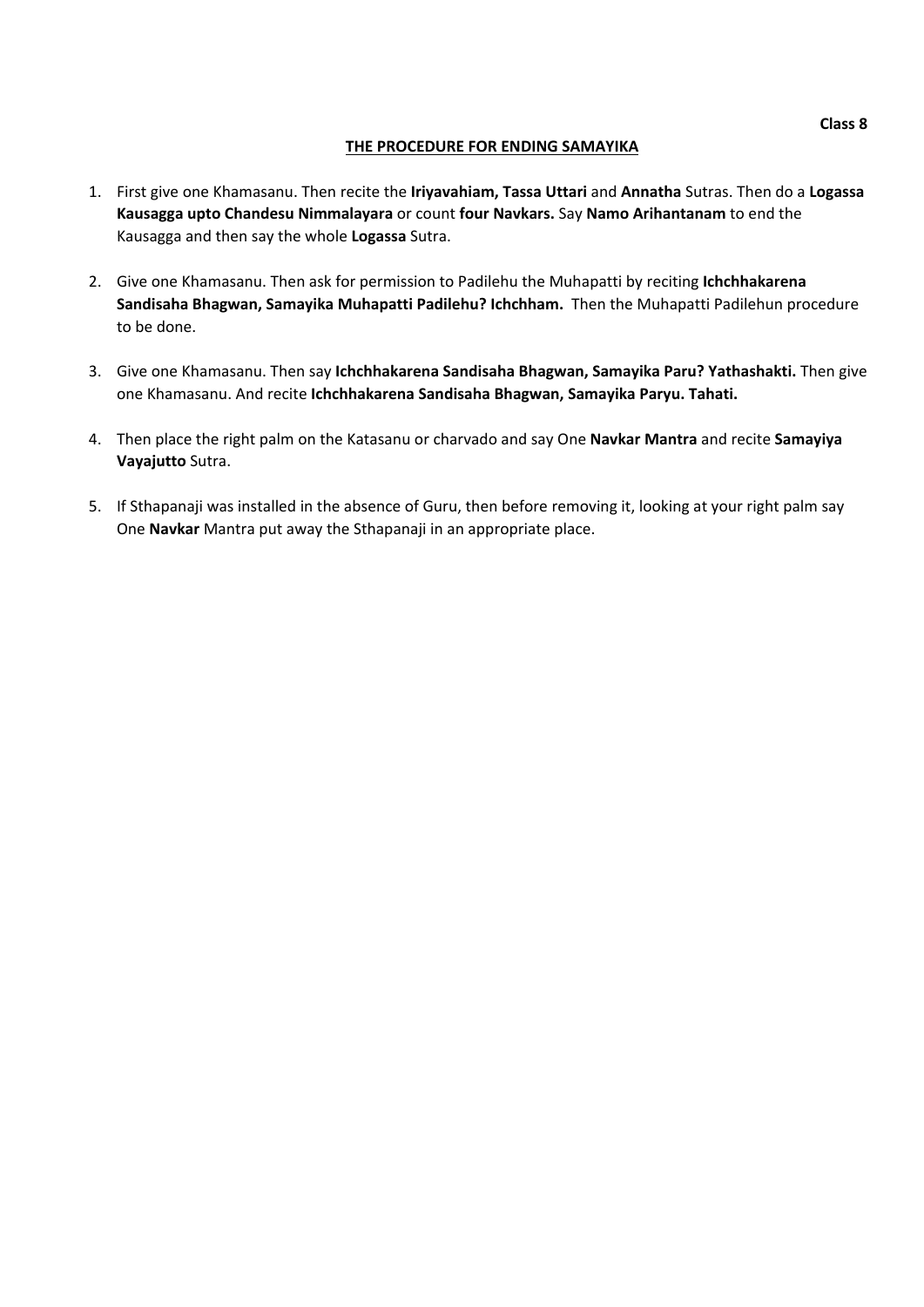Class 8

## THE PROCEDURE FOR ENDING SAMAYIKA

1. First give one Khamasanu. Then recite the **Iriyavahiam, Tassa Uttari** and **Annatha** Sutras. Then do a **Logassa Kausagga upto Chandesu Nimmalayara** or count **four Navkars.** Say **Namo Arihantanam** to end the Kausagga and then say the whole **Logassa** Sutra.

2. Give one Khamasanu. Then ask for permission to Padilehu the Muhapatti by reciting **Ichchhakarena Sandisaha Bhagwan, Samayika Muhapatti Padilehu? Ichchham.** Then the Muhapatti Padilehun procedure to be done.

3. Give one Khamasanu. Then say **Ichchhakarena Sandisaha Bhagwan, Samayika Paru? Yathashakti.** Then give one Khamasanu. And recite **Ichchhakarena Sandisaha Bhagwan, Samayika Paryu. Tahati.**

4. Then place the right palm on the Katasanu or charvado and say One **Navkar Mantra** and recite **Samayiya Vayajutto** Sutra.

5. If Sthapanaji was installed in the absence of Guru, then before removing it, looking at your right palm say One **Navkar** Mantra put away the Sthapanaji in an appropriate place.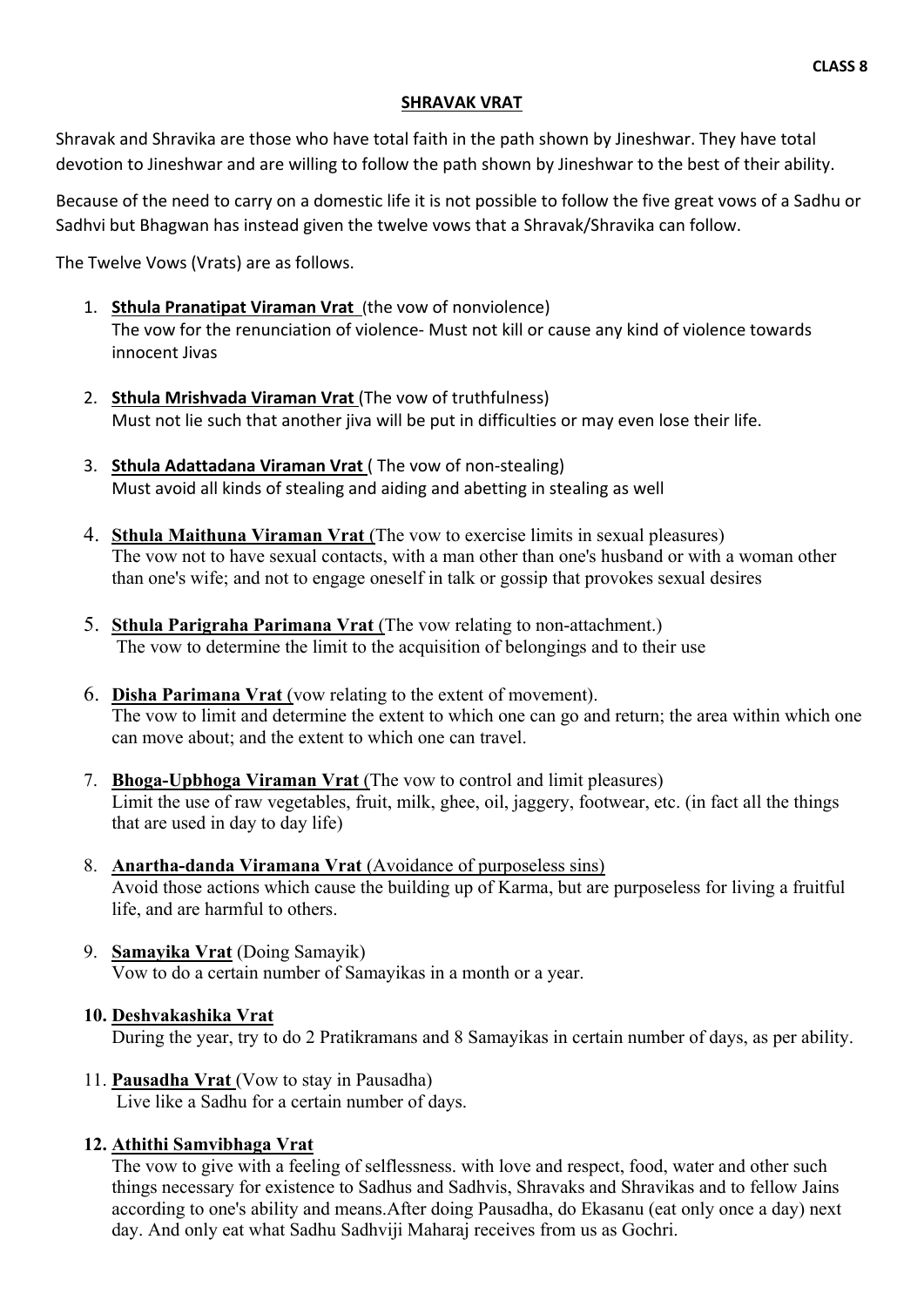CLASS 8

## SHRAVAK VRAT

Shravak and Shravika are those who have total faith in the path shown by Jineshwar. They have total devotion to Jineshwar and are willing to follow the path shown by Jineshwar to the best of their ability.

Because of the need to carry on a domestic life it is not possible to follow the five great vows of a Sadhu or Sadhvi but Bhagwan has instead given the twelve vows that a Shravak/Shravika can follow.

The Twelve Vows (Vrats) are as follows.

1. **Sthula Pranatipat Viraman Vrat** (the vow of nonviolence)
   The vow for the renunciation of violence- Must not kill or cause any kind of violence towards innocent Jivas

2. **Sthula Mrishvada Viraman Vrat** (The vow of truthfulness)
   Must not lie such that another jiva will be put in difficulties or may even lose their life.

3. **Sthula Adattadana Viraman Vrat** ( The vow of non-stealing)
   Must avoid all kinds of stealing and aiding and abetting in stealing as well

4. **Sthula Maithuna Viraman Vrat** (The vow to exercise limits in sexual pleasures)
   The vow not to have sexual contacts, with a man other than one's husband or with a woman other than one's wife; and not to engage oneself in talk or gossip that provokes sexual desires

5. **Sthula Parigraha Parimana Vrat** (The vow relating to non-attachment.)
   The vow to determine the limit to the acquisition of belongings and to their use

6. **Disha Parimana Vrat** (vow relating to the extent of movement).
   The vow to limit and determine the extent to which one can go and return; the area within which one can move about; and the extent to which one can travel.

7. **Bhoga-Upbhoga Viraman Vrat** (The vow to control and limit pleasures)
   Limit the use of raw vegetables, fruit, milk, ghee, oil, jaggery, footwear, etc. (in fact all the things that are used in day to day life)

8. **Anartha-danda Viramana Vrat** (Avoidance of purposeless sins)
   Avoid those actions which cause the building up of Karma, but are purposeless for living a fruitful life, and are harmful to others.

9. **Samayika Vrat** (Doing Samayik)
   Vow to do a certain number of Samayikas in a month or a year.

10. **Deshvakashika Vrat**
    During the year, try to do 2 Pratikramans and 8 Samayikas in certain number of days, as per ability.

11. **Pausadha Vrat** (Vow to stay in Pausadha)
    Live like a Sadhu for a certain number of days.

12. **Athithi Samvibhaga Vrat**
    The vow to give with a feeling of selflessness. with love and respect, food, water and other such things necessary for existence to Sadhus and Sadhvis, Shravaks and Shravikas and to fellow Jains according to one's ability and means.After doing Pausadha, do Ekasanu (eat only once a day) next day. And only eat what Sadhu Sadhviji Maharaj receives from us as Gochri.